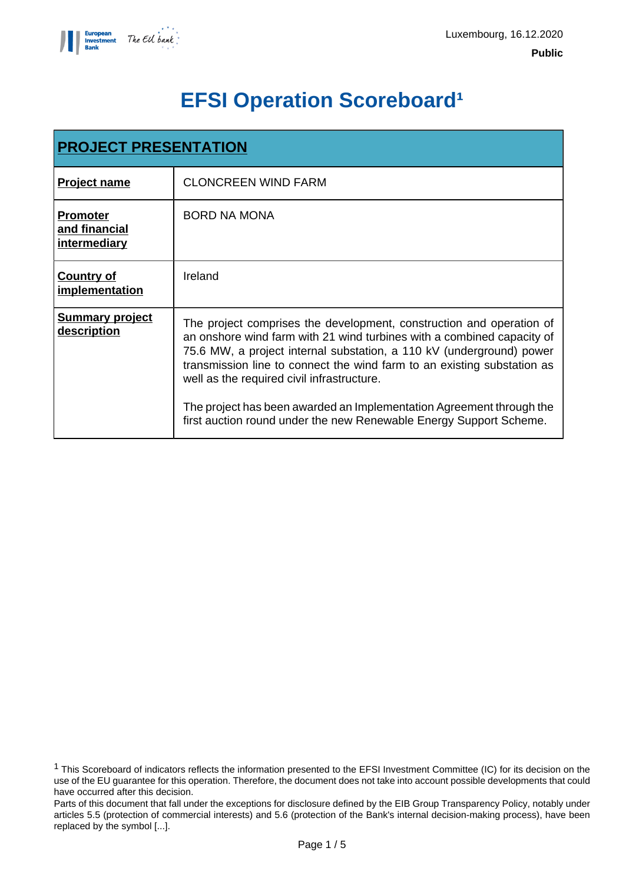Luxembourg, 16.12.2020

**Public**

# EFSI Operation Scoreboard[1]

| PROJECT PRESENTATION | |
|---|---|
| **Project name** | CLONCREEN WIND FARM |
| **Promoter and financial intermediary** | BORD NA MONA |
| **Country of implementation** | Ireland |
| **Summary project description** | The project comprises the development, construction and operation of an onshore wind farm with 21 wind turbines with a combined capacity of 75.6 MW, a project internal substation, a 110 kV (underground) power transmission line to connect the wind farm to an existing substation as well as the required civil infrastructure.<br><br>The project has been awarded an Implementation Agreement through the first auction round under the new Renewable Energy Support Scheme. |

[1] This Scoreboard of indicators reflects the information presented to the EFSI Investment Committee (IC) for its decision on the use of the EU guarantee for this operation. Therefore, the document does not take into account possible developments that could have occurred after this decision.
Parts of this document that fall under the exceptions for disclosure defined by the EIB Group Transparency Policy, notably under articles 5.5 (protection of commercial interests) and 5.6 (protection of the Bank's internal decision-making process), have been replaced by the symbol [...].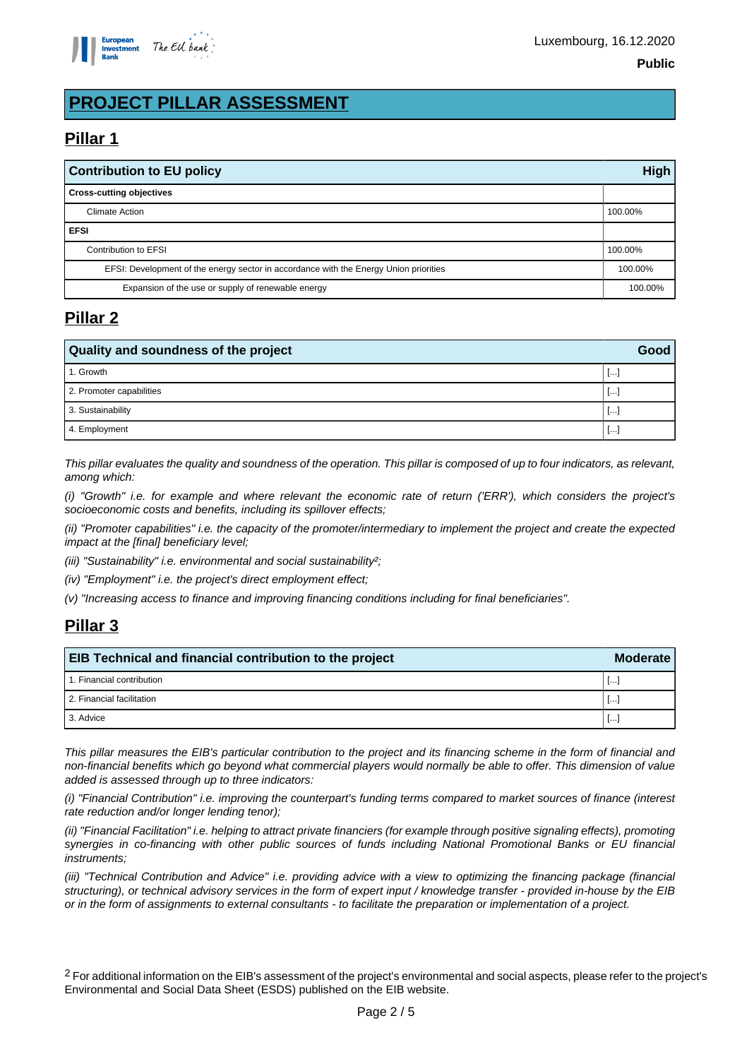Luxembourg, 16.12.2020

**Public**

# PROJECT PILLAR ASSESSMENT

## Pillar 1

| Contribution to EU policy | High |
|---|---|
| **Cross-cutting objectives** | |
| Climate Action | 100.00% |
| **EFSI** | |
| Contribution to EFSI | 100.00% |
| EFSI: Development of the energy sector in accordance with the Energy Union priorities | 100.00% |
| Expansion of the use or supply of renewable energy | 100.00% |

## Pillar 2

| Quality and soundness of the project | Good |
|---|---|
| 1. Growth | [...] |
| 2. Promoter capabilities | [...] |
| 3. Sustainability | [...] |
| 4. Employment | [...] |

*This pillar evaluates the quality and soundness of the operation. This pillar is composed of up to four indicators, as relevant, among which:*

*(i) "Growth" i.e. for example and where relevant the economic rate of return ('ERR'), which considers the project's socioeconomic costs and benefits, including its spillover effects;*

*(ii) "Promoter capabilities" i.e. the capacity of the promoter/intermediary to implement the project and create the expected impact at the [final] beneficiary level;*

*(iii) "Sustainability" i.e. environmental and social sustainability[2];*

*(iv) "Employment" i.e. the project's direct employment effect;*

*(v) "Increasing access to finance and improving financing conditions including for final beneficiaries".*

## Pillar 3

| EIB Technical and financial contribution to the project | Moderate |
|---|---|
| 1. Financial contribution | [...] |
| 2. Financial facilitation | [...] |
| 3. Advice | [...] |

*This pillar measures the EIB's particular contribution to the project and its financing scheme in the form of financial and non-financial benefits which go beyond what commercial players would normally be able to offer. This dimension of value added is assessed through up to three indicators:*

*(i) "Financial Contribution" i.e. improving the counterpart's funding terms compared to market sources of finance (interest rate reduction and/or longer lending tenor);*

*(ii) "Financial Facilitation" i.e. helping to attract private financiers (for example through positive signaling effects), promoting synergies in co-financing with other public sources of funds including National Promotional Banks or EU financial instruments;*

*(iii) "Technical Contribution and Advice" i.e. providing advice with a view to optimizing the financing package (financial structuring), or technical advisory services in the form of expert input / knowledge transfer - provided in-house by the EIB or in the form of assignments to external consultants - to facilitate the preparation or implementation of a project.*

[2] For additional information on the EIB's assessment of the project's environmental and social aspects, please refer to the project's Environmental and Social Data Sheet (ESDS) published on the EIB website.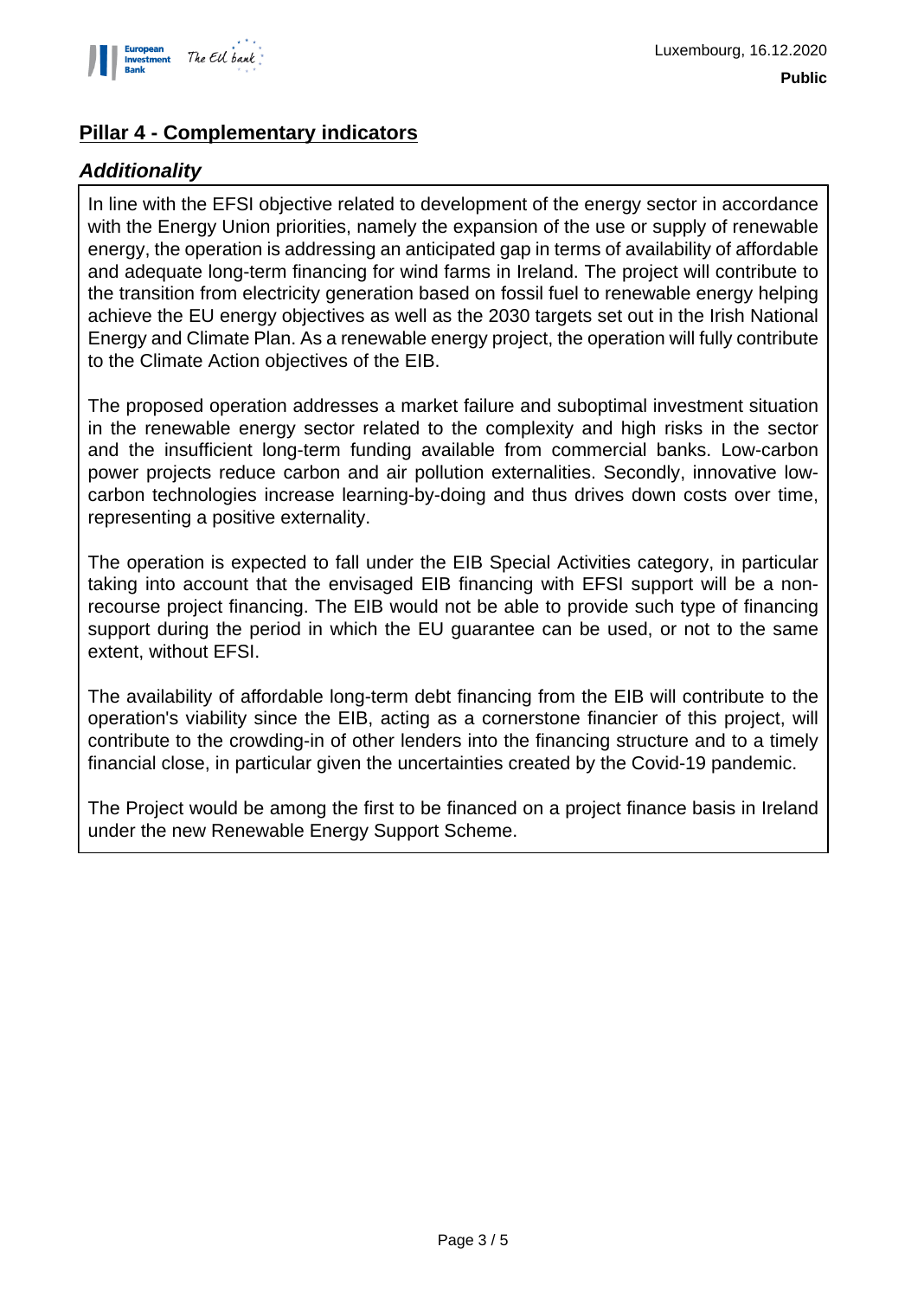## Pillar 4 - Complementary indicators

### *Additionality*

In line with the EFSI objective related to development of the energy sector in accordance with the Energy Union priorities, namely the expansion of the use or supply of renewable energy, the operation is addressing an anticipated gap in terms of availability of affordable and adequate long-term financing for wind farms in Ireland. The project will contribute to the transition from electricity generation based on fossil fuel to renewable energy helping achieve the EU energy objectives as well as the 2030 targets set out in the Irish National Energy and Climate Plan. As a renewable energy project, the operation will fully contribute to the Climate Action objectives of the EIB.

The proposed operation addresses a market failure and suboptimal investment situation in the renewable energy sector related to the complexity and high risks in the sector and the insufficient long-term funding available from commercial banks. Low-carbon power projects reduce carbon and air pollution externalities. Secondly, innovative low-carbon technologies increase learning-by-doing and thus drives down costs over time, representing a positive externality.

The operation is expected to fall under the EIB Special Activities category, in particular taking into account that the envisaged EIB financing with EFSI support will be a non-recourse project financing. The EIB would not be able to provide such type of financing support during the period in which the EU guarantee can be used, or not to the same extent, without EFSI.

The availability of affordable long-term debt financing from the EIB will contribute to the operation's viability since the EIB, acting as a cornerstone financier of this project, will contribute to the crowding-in of other lenders into the financing structure and to a timely financial close, in particular given the uncertainties created by the Covid-19 pandemic.

The Project would be among the first to be financed on a project finance basis in Ireland under the new Renewable Energy Support Scheme.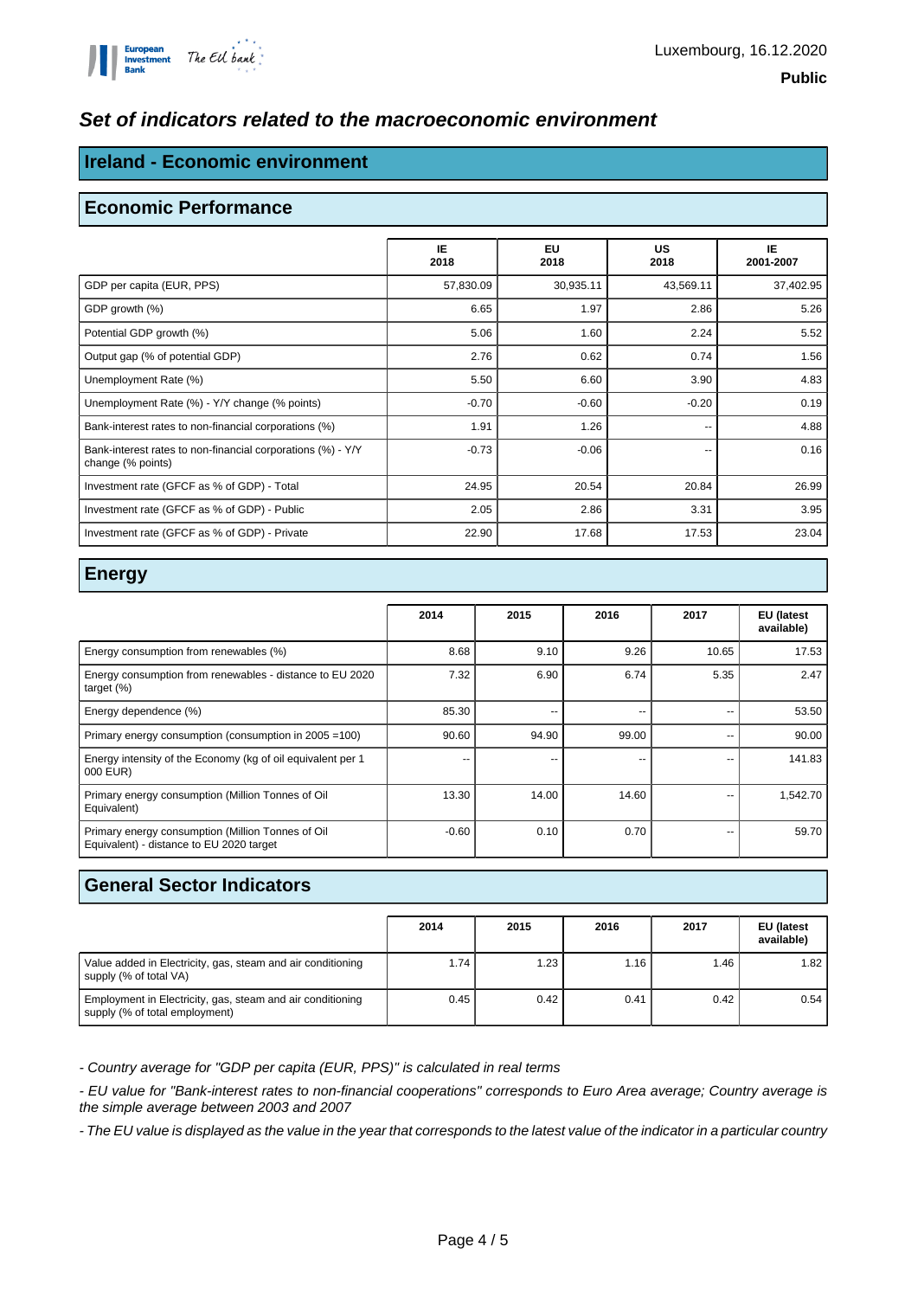Luxembourg, 16.12.2020

**Public**

# *Set of indicators related to the macroeconomic environment*

## Ireland - Economic environment

### Economic Performance

| | IE 2018 | EU 2018 | US 2018 | IE 2001-2007 |
|---|---|---|---|---|
| GDP per capita (EUR, PPS) | 57,830.09 | 30,935.11 | 43,569.11 | 37,402.95 |
| GDP growth (%) | 6.65 | 1.97 | 2.86 | 5.26 |
| Potential GDP growth (%) | 5.06 | 1.60 | 2.24 | 5.52 |
| Output gap (% of potential GDP) | 2.76 | 0.62 | 0.74 | 1.56 |
| Unemployment Rate (%) | 5.50 | 6.60 | 3.90 | 4.83 |
| Unemployment Rate (%) - Y/Y change (% points) | -0.70 | -0.60 | -0.20 | 0.19 |
| Bank-interest rates to non-financial corporations (%) | 1.91 | 1.26 | -- | 4.88 |
| Bank-interest rates to non-financial corporations (%) - Y/Y change (% points) | -0.73 | -0.06 | -- | 0.16 |
| Investment rate (GFCF as % of GDP) - Total | 24.95 | 20.54 | 20.84 | 26.99 |
| Investment rate (GFCF as % of GDP) - Public | 2.05 | 2.86 | 3.31 | 3.95 |
| Investment rate (GFCF as % of GDP) - Private | 22.90 | 17.68 | 17.53 | 23.04 |

### Energy

| | 2014 | 2015 | 2016 | 2017 | EU (latest available) |
|---|---|---|---|---|---|
| Energy consumption from renewables (%) | 8.68 | 9.10 | 9.26 | 10.65 | 17.53 |
| Energy consumption from renewables - distance to EU 2020 target (%) | 7.32 | 6.90 | 6.74 | 5.35 | 2.47 |
| Energy dependence (%) | 85.30 | -- | -- | -- | 53.50 |
| Primary energy consumption (consumption in 2005 =100) | 90.60 | 94.90 | 99.00 | -- | 90.00 |
| Energy intensity of the Economy (kg of oil equivalent per 1 000 EUR) | -- | -- | -- | -- | 141.83 |
| Primary energy consumption (Million Tonnes of Oil Equivalent) | 13.30 | 14.00 | 14.60 | -- | 1,542.70 |
| Primary energy consumption (Million Tonnes of Oil Equivalent) - distance to EU 2020 target | -0.60 | 0.10 | 0.70 | -- | 59.70 |

### General Sector Indicators

| | 2014 | 2015 | 2016 | 2017 | EU (latest available) |
|---|---|---|---|---|---|
| Value added in Electricity, gas, steam and air conditioning supply (% of total VA) | 1.74 | 1.23 | 1.16 | 1.46 | 1.82 |
| Employment in Electricity, gas, steam and air conditioning supply (% of total employment) | 0.45 | 0.42 | 0.41 | 0.42 | 0.54 |

*- Country average for "GDP per capita (EUR, PPS)" is calculated in real terms*

*- EU value for "Bank-interest rates to non-financial cooperations" corresponds to Euro Area average; Country average is the simple average between 2003 and 2007*

*- The EU value is displayed as the value in the year that corresponds to the latest value of the indicator in a particular country*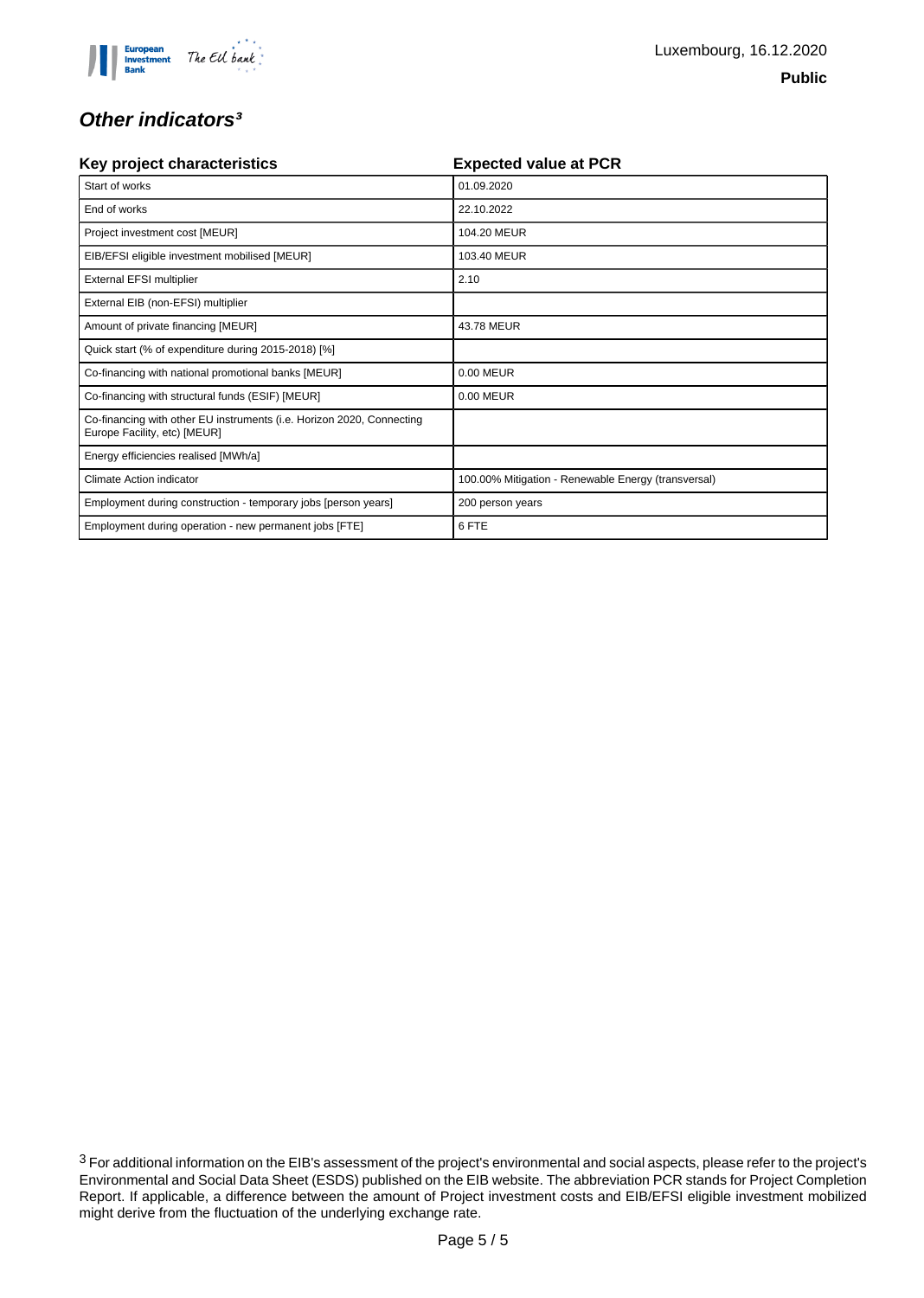## *Other indicators*[3]

| Key project characteristics | Expected value at PCR |
|---|---|
| Start of works | 01.09.2020 |
| End of works | 22.10.2022 |
| Project investment cost [MEUR] | 104.20 MEUR |
| EIB/EFSI eligible investment mobilised [MEUR] | 103.40 MEUR |
| External EFSI multiplier | 2.10 |
| External EIB (non-EFSI) multiplier | |
| Amount of private financing [MEUR] | 43.78 MEUR |
| Quick start (% of expenditure during 2015-2018) [%] | |
| Co-financing with national promotional banks [MEUR] | 0.00 MEUR |
| Co-financing with structural funds (ESIF) [MEUR] | 0.00 MEUR |
| Co-financing with other EU instruments (i.e. Horizon 2020, Connecting Europe Facility, etc) [MEUR] | |
| Energy efficiencies realised [MWh/a] | |
| Climate Action indicator | 100.00% Mitigation - Renewable Energy (transversal) |
| Employment during construction - temporary jobs [person years] | 200 person years |
| Employment during operation - new permanent jobs [FTE] | 6 FTE |

[3] For additional information on the EIB's assessment of the project's environmental and social aspects, please refer to the project's Environmental and Social Data Sheet (ESDS) published on the EIB website. The abbreviation PCR stands for Project Completion Report. If applicable, a difference between the amount of Project investment costs and EIB/EFSI eligible investment mobilized might derive from the fluctuation of the underlying exchange rate.